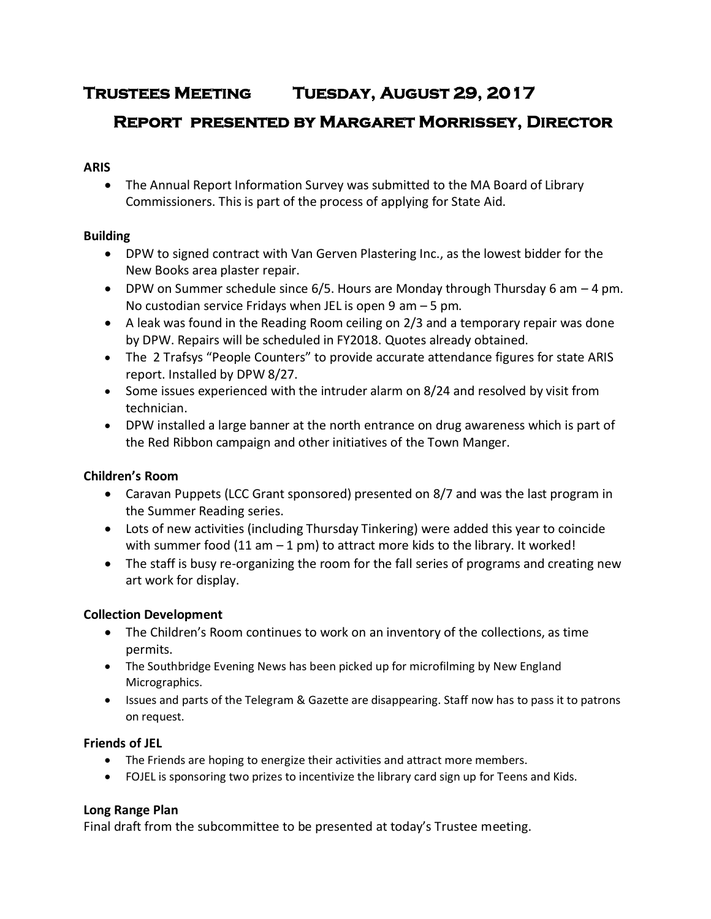# Trustees Meeting Tuesday, August 29, 2017

## Report presented by Margaret Morrissey, Director

**ARIS**

- The Annual Report Information Survey was submitted to the MA Board of Library Commissioners. This is part of the process of applying for State Aid.

**Building**

- DPW to signed contract with Van Gerven Plastering Inc., as the lowest bidder for the New Books area plaster repair.
- DPW on Summer schedule since 6/5. Hours are Monday through Thursday 6 am – 4 pm. No custodian service Fridays when JEL is open 9 am – 5 pm.
- A leak was found in the Reading Room ceiling on 2/3 and a temporary repair was done by DPW. Repairs will be scheduled in FY2018. Quotes already obtained.
- The 2 Trafsys "People Counters" to provide accurate attendance figures for state ARIS report. Installed by DPW 8/27.
- Some issues experienced with the intruder alarm on 8/24 and resolved by visit from technician.
- DPW installed a large banner at the north entrance on drug awareness which is part of the Red Ribbon campaign and other initiatives of the Town Manger.

**Children's Room**

- Caravan Puppets (LCC Grant sponsored) presented on 8/7 and was the last program in the Summer Reading series.
- Lots of new activities (including Thursday Tinkering) were added this year to coincide with summer food (11 am – 1 pm) to attract more kids to the library. It worked!
- The staff is busy re-organizing the room for the fall series of programs and creating new art work for display.

**Collection Development**

- The Children's Room continues to work on an inventory of the collections, as time permits.
- The Southbridge Evening News has been picked up for microfilming by New England Micrographics.
- Issues and parts of the Telegram & Gazette are disappearing. Staff now has to pass it to patrons on request.

**Friends of JEL**

- The Friends are hoping to energize their activities and attract more members.
- FOJEL is sponsoring two prizes to incentivize the library card sign up for Teens and Kids.

**Long Range Plan**

Final draft from the subcommittee to be presented at today's Trustee meeting.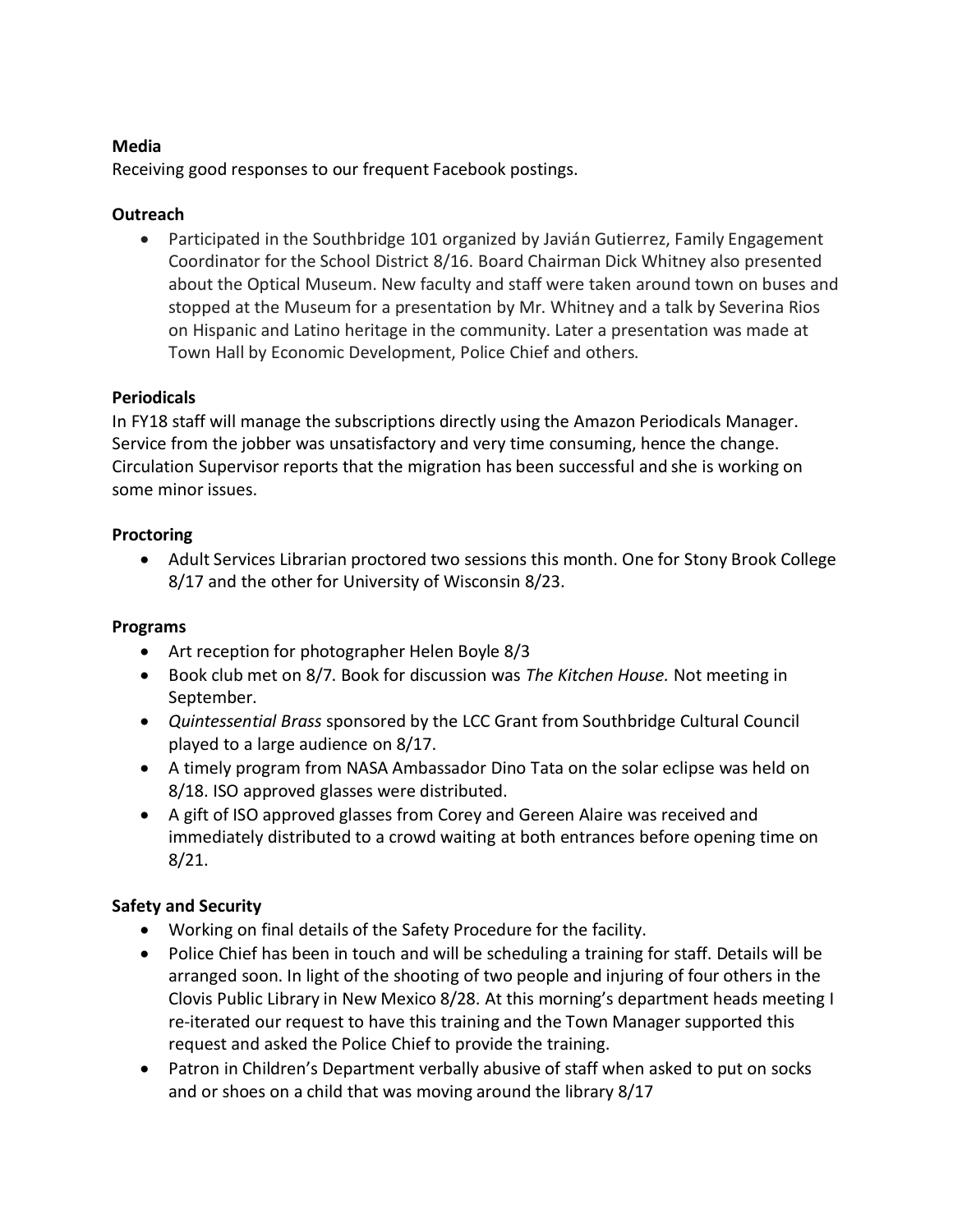**Media**

Receiving good responses to our frequent Facebook postings.

**Outreach**

- Participated in the Southbridge 101 organized by Javián Gutierrez, Family Engagement Coordinator for the School District 8/16. Board Chairman Dick Whitney also presented about the Optical Museum. New faculty and staff were taken around town on buses and stopped at the Museum for a presentation by Mr. Whitney and a talk by Severina Rios on Hispanic and Latino heritage in the community. Later a presentation was made at Town Hall by Economic Development, Police Chief and others.

**Periodicals**

In FY18 staff will manage the subscriptions directly using the Amazon Periodicals Manager. Service from the jobber was unsatisfactory and very time consuming, hence the change. Circulation Supervisor reports that the migration has been successful and she is working on some minor issues.

**Proctoring**

- Adult Services Librarian proctored two sessions this month. One for Stony Brook College 8/17 and the other for University of Wisconsin 8/23.

**Programs**

- Art reception for photographer Helen Boyle 8/3
- Book club met on 8/7. Book for discussion was *The Kitchen House.* Not meeting in September.
- *Quintessential Brass* sponsored by the LCC Grant from Southbridge Cultural Council played to a large audience on 8/17.
- A timely program from NASA Ambassador Dino Tata on the solar eclipse was held on 8/18. ISO approved glasses were distributed.
- A gift of ISO approved glasses from Corey and Gereen Alaire was received and immediately distributed to a crowd waiting at both entrances before opening time on 8/21.

**Safety and Security**

- Working on final details of the Safety Procedure for the facility.
- Police Chief has been in touch and will be scheduling a training for staff. Details will be arranged soon. In light of the shooting of two people and injuring of four others in the Clovis Public Library in New Mexico 8/28. At this morning's department heads meeting I re-iterated our request to have this training and the Town Manager supported this request and asked the Police Chief to provide the training.
- Patron in Children's Department verbally abusive of staff when asked to put on socks and or shoes on a child that was moving around the library 8/17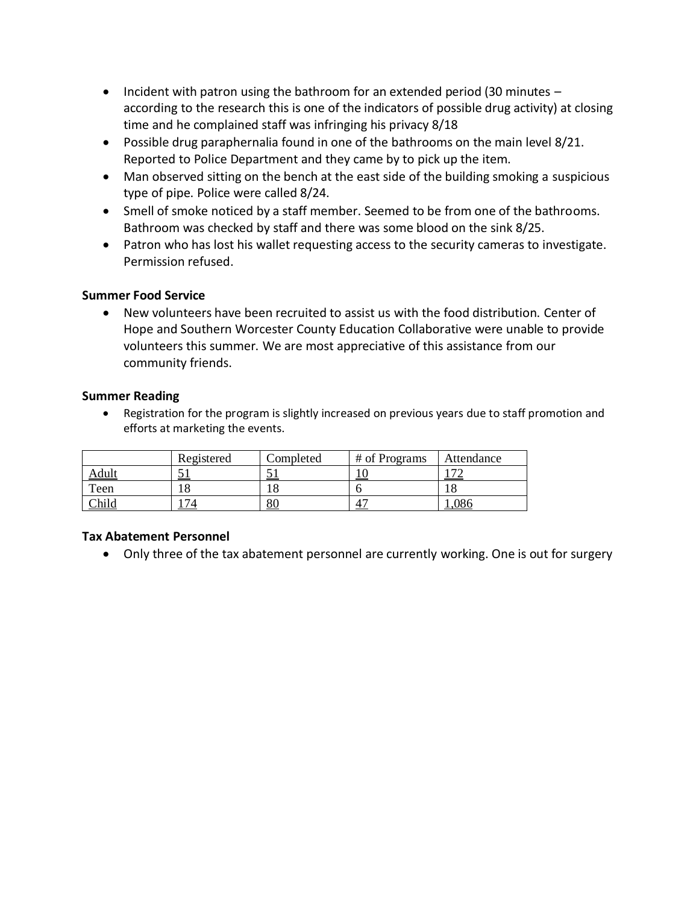- Incident with patron using the bathroom for an extended period (30 minutes – according to the research this is one of the indicators of possible drug activity) at closing time and he complained staff was infringing his privacy 8/18
- Possible drug paraphernalia found in one of the bathrooms on the main level 8/21. Reported to Police Department and they came by to pick up the item.
- Man observed sitting on the bench at the east side of the building smoking a suspicious type of pipe. Police were called 8/24.
- Smell of smoke noticed by a staff member. Seemed to be from one of the bathrooms. Bathroom was checked by staff and there was some blood on the sink 8/25.
- Patron who has lost his wallet requesting access to the security cameras to investigate. Permission refused.

**Summer Food Service**

- New volunteers have been recruited to assist us with the food distribution. Center of Hope and Southern Worcester County Education Collaborative were unable to provide volunteers this summer. We are most appreciative of this assistance from our community friends.

**Summer Reading**

- Registration for the program is slightly increased on previous years due to staff promotion and efforts at marketing the events.

| | Registered | Completed | # of Programs | Attendance |
|---|---|---|---|---|
| Adult | 51 | 51 | 10 | 172 |
| Teen | 18 | 18 | 6 | 18 |
| Child | 174 | 80 | 47 | 1,086 |

**Tax Abatement Personnel**

- Only three of the tax abatement personnel are currently working. One is out for surgery